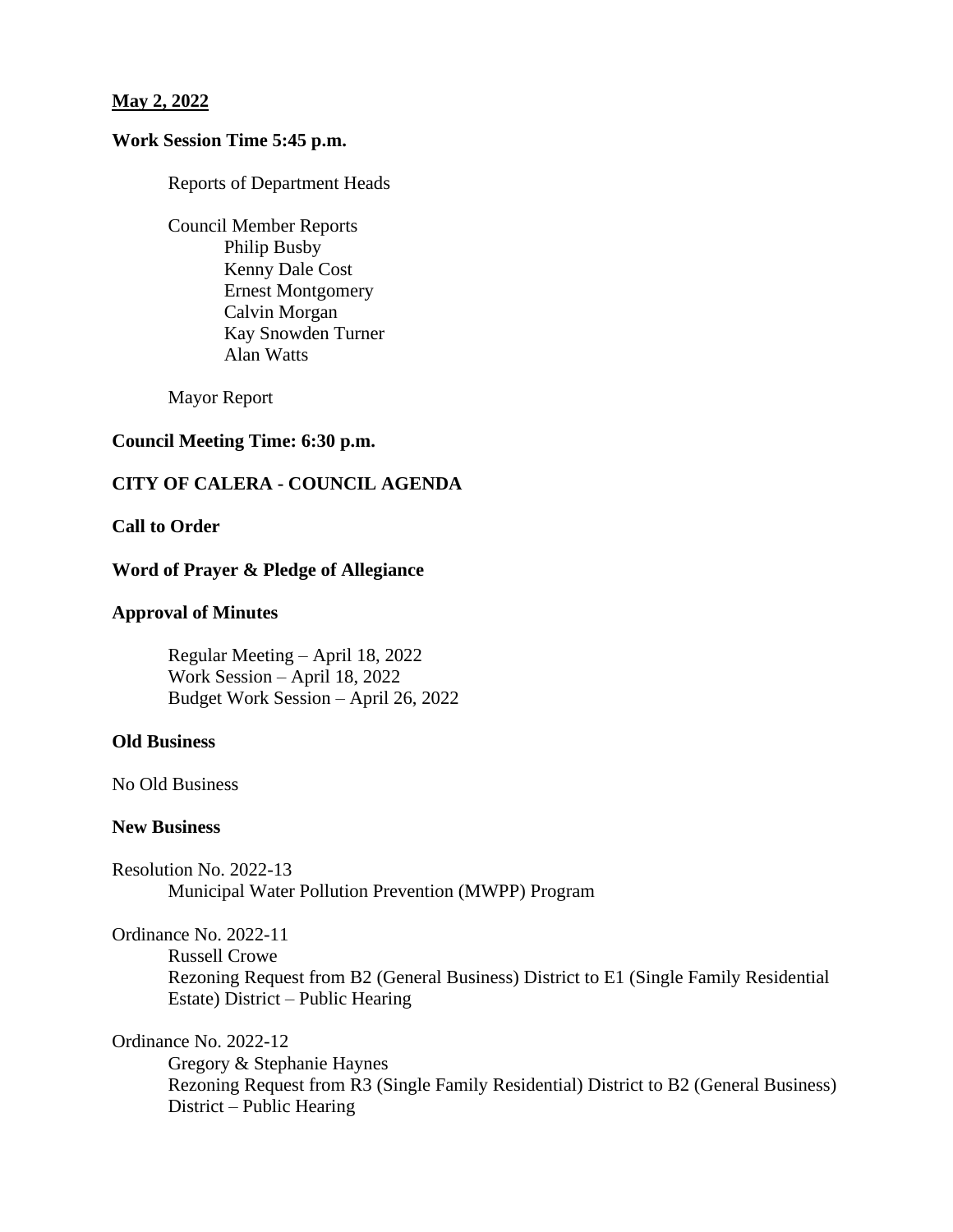**May 2, 2022**

**Work Session Time 5:45 p.m.**

Reports of Department Heads

Council Member Reports
- Philip Busby
- Kenny Dale Cost
- Ernest Montgomery
- Calvin Morgan
- Kay Snowden Turner
- Alan Watts

Mayor Report

**Council Meeting Time: 6:30 p.m.**

**CITY OF CALERA - COUNCIL AGENDA**

**Call to Order**

**Word of Prayer & Pledge of Allegiance**

**Approval of Minutes**

Regular Meeting – April 18, 2022
Work Session – April 18, 2022
Budget Work Session – April 26, 2022

**Old Business**

No Old Business

**New Business**

Resolution No. 2022-13
Municipal Water Pollution Prevention (MWPP) Program

Ordinance No. 2022-11
Russell Crowe
Rezoning Request from B2 (General Business) District to E1 (Single Family Residential Estate) District – Public Hearing

Ordinance No. 2022-12
Gregory & Stephanie Haynes
Rezoning Request from R3 (Single Family Residential) District to B2 (General Business) District – Public Hearing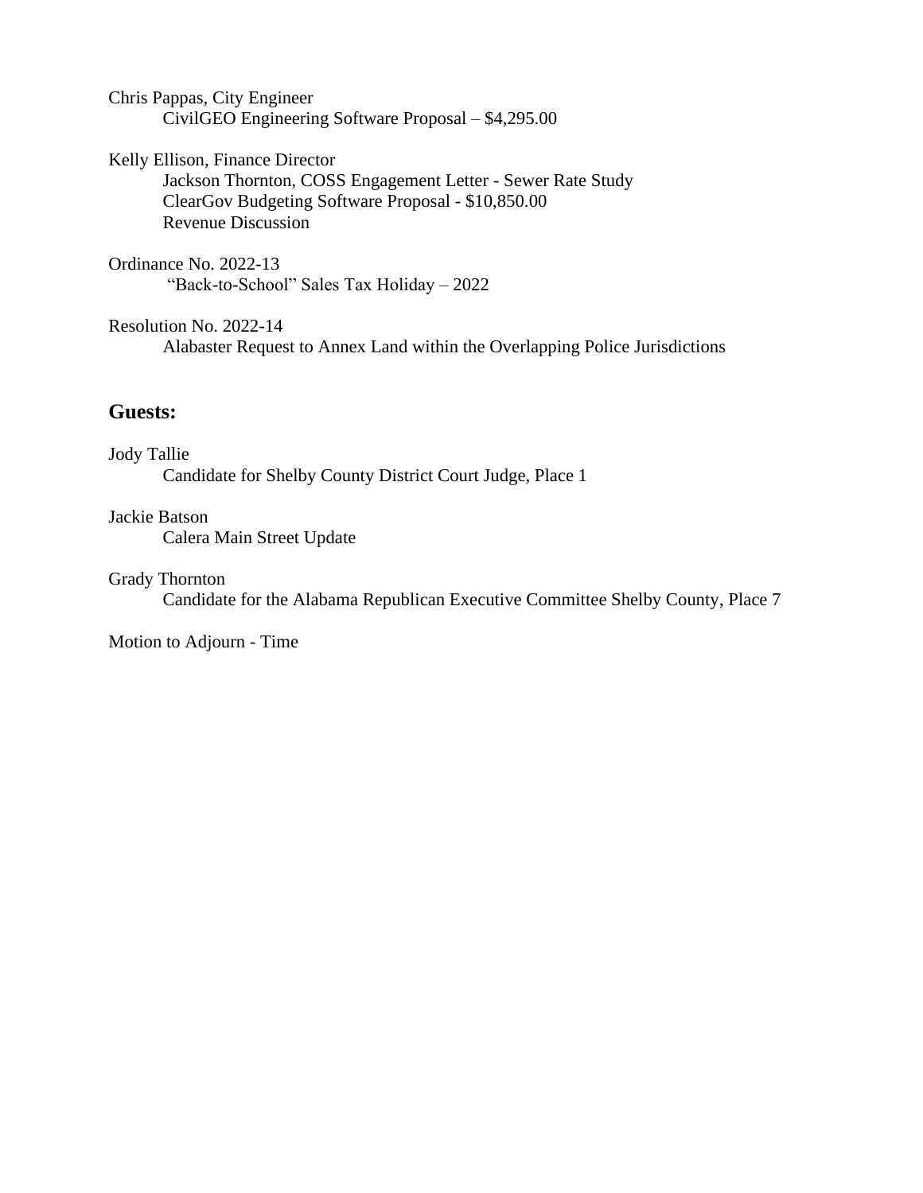Chris Pappas, City Engineer

CivilGEO Engineering Software Proposal – $4,295.00

Kelly Ellison, Finance Director

Jackson Thornton, COSS Engagement Letter - Sewer Rate Study

ClearGov Budgeting Software Proposal - $10,850.00

Revenue Discussion

Ordinance No. 2022-13

"Back-to-School" Sales Tax Holiday – 2022

Resolution No. 2022-14

Alabaster Request to Annex Land within the Overlapping Police Jurisdictions

## Guests:

Jody Tallie

Candidate for Shelby County District Court Judge, Place 1

Jackie Batson

Calera Main Street Update

Grady Thornton

Candidate for the Alabama Republican Executive Committee Shelby County, Place 7

Motion to Adjourn - Time